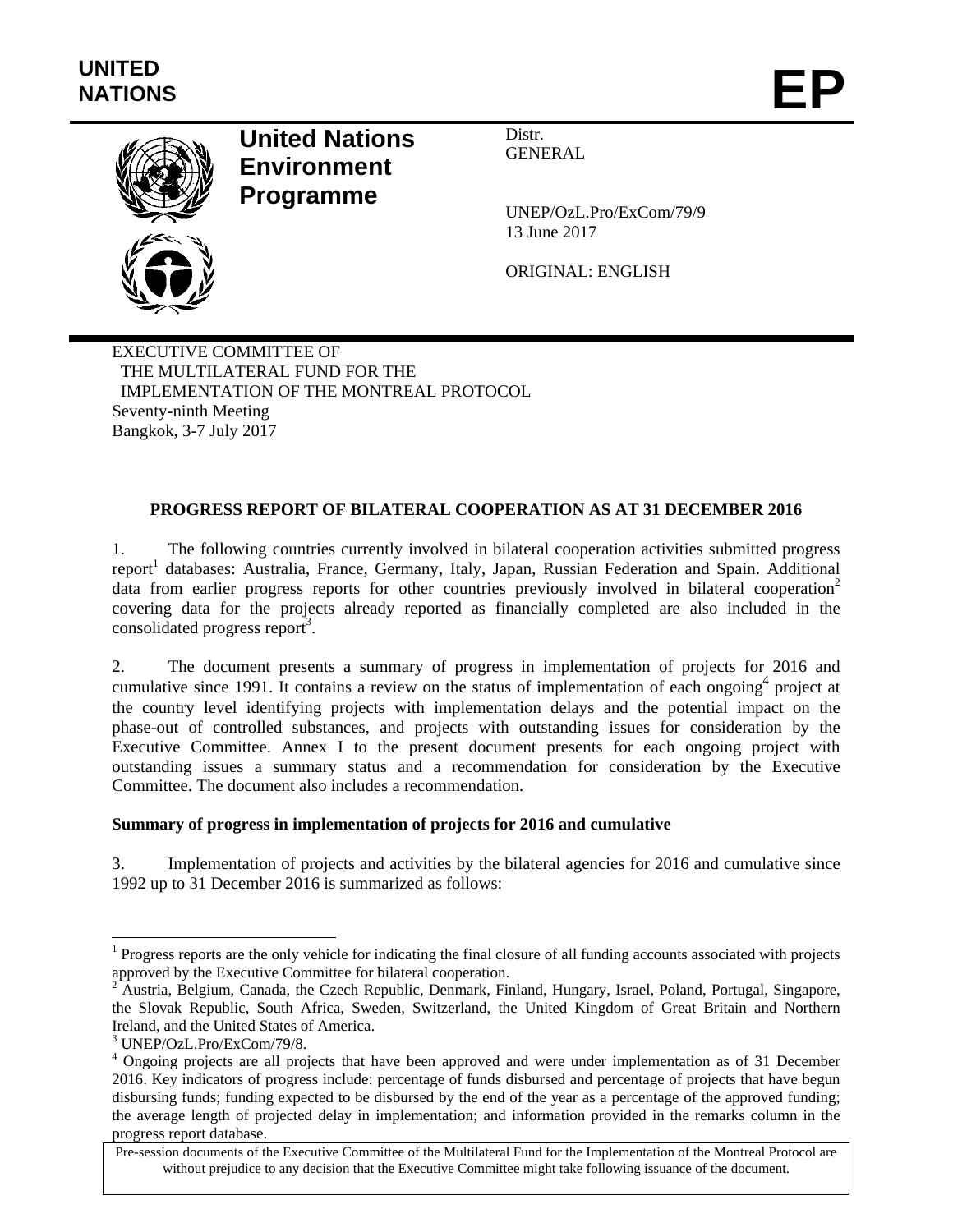UNITED NATIONS

# EP

## United Nations Environment Programme

Distr.
GENERAL

UNEP/OzL.Pro/ExCom/79/9
13 June 2017

ORIGINAL: ENGLISH

EXECUTIVE COMMITTEE OF
THE MULTILATERAL FUND FOR THE
IMPLEMENTATION OF THE MONTREAL PROTOCOL
Seventy-ninth Meeting
Bangkok, 3-7 July 2017

**PROGRESS REPORT OF BILATERAL COOPERATION AS AT 31 DECEMBER 2016**

1. The following countries currently involved in bilateral cooperation activities submitted progress report[1] databases: Australia, France, Germany, Italy, Japan, Russian Federation and Spain. Additional data from earlier progress reports for other countries previously involved in bilateral cooperation[2] covering data for the projects already reported as financially completed are also included in the consolidated progress report[3].

2. The document presents a summary of progress in implementation of projects for 2016 and cumulative since 1991. It contains a review on the status of implementation of each ongoing[4] project at the country level identifying projects with implementation delays and the potential impact on the phase-out of controlled substances, and projects with outstanding issues for consideration by the Executive Committee. Annex I to the present document presents for each ongoing project with outstanding issues a summary status and a recommendation for consideration by the Executive Committee. The document also includes a recommendation.

**Summary of progress in implementation of projects for 2016 and cumulative**

3. Implementation of projects and activities by the bilateral agencies for 2016 and cumulative since 1992 up to 31 December 2016 is summarized as follows:

[1] Progress reports are the only vehicle for indicating the final closure of all funding accounts associated with projects approved by the Executive Committee for bilateral cooperation.

[2] Austria, Belgium, Canada, the Czech Republic, Denmark, Finland, Hungary, Israel, Poland, Portugal, Singapore, the Slovak Republic, South Africa, Sweden, Switzerland, the United Kingdom of Great Britain and Northern Ireland, and the United States of America.

[3] UNEP/OzL.Pro/ExCom/79/8.

[4] Ongoing projects are all projects that have been approved and were under implementation as of 31 December 2016. Key indicators of progress include: percentage of funds disbursed and percentage of projects that have begun disbursing funds; funding expected to be disbursed by the end of the year as a percentage of the approved funding; the average length of projected delay in implementation; and information provided in the remarks column in the progress report database.

Pre-session documents of the Executive Committee of the Multilateral Fund for the Implementation of the Montreal Protocol are without prejudice to any decision that the Executive Committee might take following issuance of the document.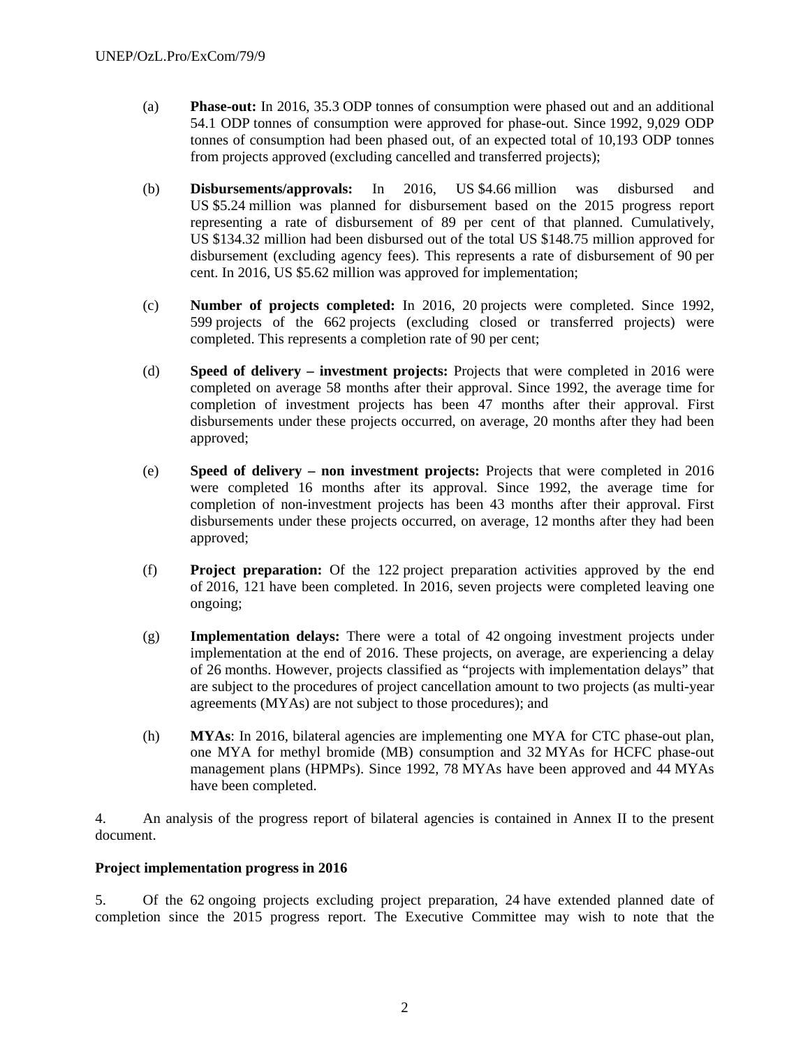(a) **Phase-out:** In 2016, 35.3 ODP tonnes of consumption were phased out and an additional 54.1 ODP tonnes of consumption were approved for phase-out. Since 1992, 9,029 ODP tonnes of consumption had been phased out, of an expected total of 10,193 ODP tonnes from projects approved (excluding cancelled and transferred projects);

(b) **Disbursements/approvals:** In 2016, US $4.66 million was disbursed and US $5.24 million was planned for disbursement based on the 2015 progress report representing a rate of disbursement of 89 per cent of that planned. Cumulatively, US $134.32 million had been disbursed out of the total US $148.75 million approved for disbursement (excluding agency fees). This represents a rate of disbursement of 90 per cent. In 2016, US $5.62 million was approved for implementation;

(c) **Number of projects completed:** In 2016, 20 projects were completed. Since 1992, 599 projects of the 662 projects (excluding closed or transferred projects) were completed. This represents a completion rate of 90 per cent;

(d) **Speed of delivery – investment projects:** Projects that were completed in 2016 were completed on average 58 months after their approval. Since 1992, the average time for completion of investment projects has been 47 months after their approval. First disbursements under these projects occurred, on average, 20 months after they had been approved;

(e) **Speed of delivery – non investment projects:** Projects that were completed in 2016 were completed 16 months after its approval. Since 1992, the average time for completion of non-investment projects has been 43 months after their approval. First disbursements under these projects occurred, on average, 12 months after they had been approved;

(f) **Project preparation:** Of the 122 project preparation activities approved by the end of 2016, 121 have been completed. In 2016, seven projects were completed leaving one ongoing;

(g) **Implementation delays:** There were a total of 42 ongoing investment projects under implementation at the end of 2016. These projects, on average, are experiencing a delay of 26 months. However, projects classified as "projects with implementation delays" that are subject to the procedures of project cancellation amount to two projects (as multi-year agreements (MYAs) are not subject to those procedures); and

(h) **MYAs**: In 2016, bilateral agencies are implementing one MYA for CTC phase-out plan, one MYA for methyl bromide (MB) consumption and 32 MYAs for HCFC phase-out management plans (HPMPs). Since 1992, 78 MYAs have been approved and 44 MYAs have been completed.

4. An analysis of the progress report of bilateral agencies is contained in Annex II to the present document.

**Project implementation progress in 2016**

5. Of the 62 ongoing projects excluding project preparation, 24 have extended planned date of completion since the 2015 progress report. The Executive Committee may wish to note that the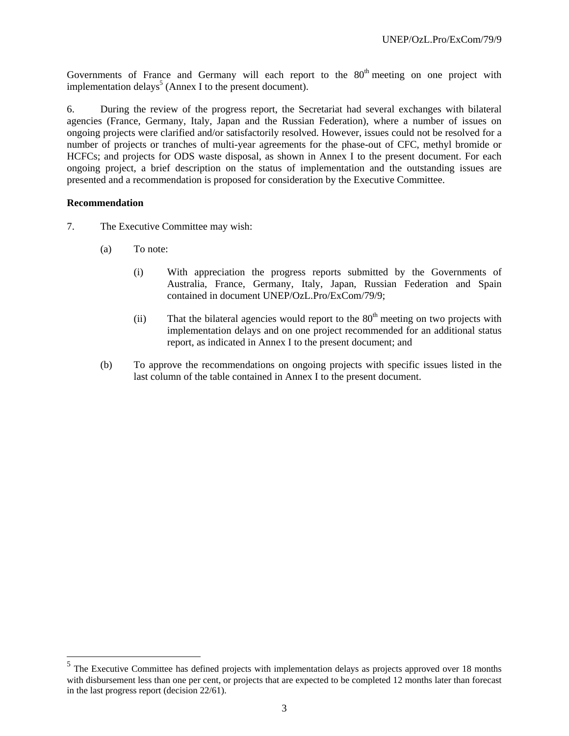Governments of France and Germany will each report to the 80th meeting on one project with implementation delays[5] (Annex I to the present document).

6. During the review of the progress report, the Secretariat had several exchanges with bilateral agencies (France, Germany, Italy, Japan and the Russian Federation), where a number of issues on ongoing projects were clarified and/or satisfactorily resolved. However, issues could not be resolved for a number of projects or tranches of multi-year agreements for the phase-out of CFC, methyl bromide or HCFCs; and projects for ODS waste disposal, as shown in Annex I to the present document. For each ongoing project, a brief description on the status of implementation and the outstanding issues are presented and a recommendation is proposed for consideration by the Executive Committee.

**Recommendation**

7. The Executive Committee may wish:

(a) To note:

(i) With appreciation the progress reports submitted by the Governments of Australia, France, Germany, Italy, Japan, Russian Federation and Spain contained in document UNEP/OzL.Pro/ExCom/79/9;

(ii) That the bilateral agencies would report to the 80th meeting on two projects with implementation delays and on one project recommended for an additional status report, as indicated in Annex I to the present document; and

(b) To approve the recommendations on ongoing projects with specific issues listed in the last column of the table contained in Annex I to the present document.

---

[5] The Executive Committee has defined projects with implementation delays as projects approved over 18 months with disbursement less than one per cent, or projects that are expected to be completed 12 months later than forecast in the last progress report (decision 22/61).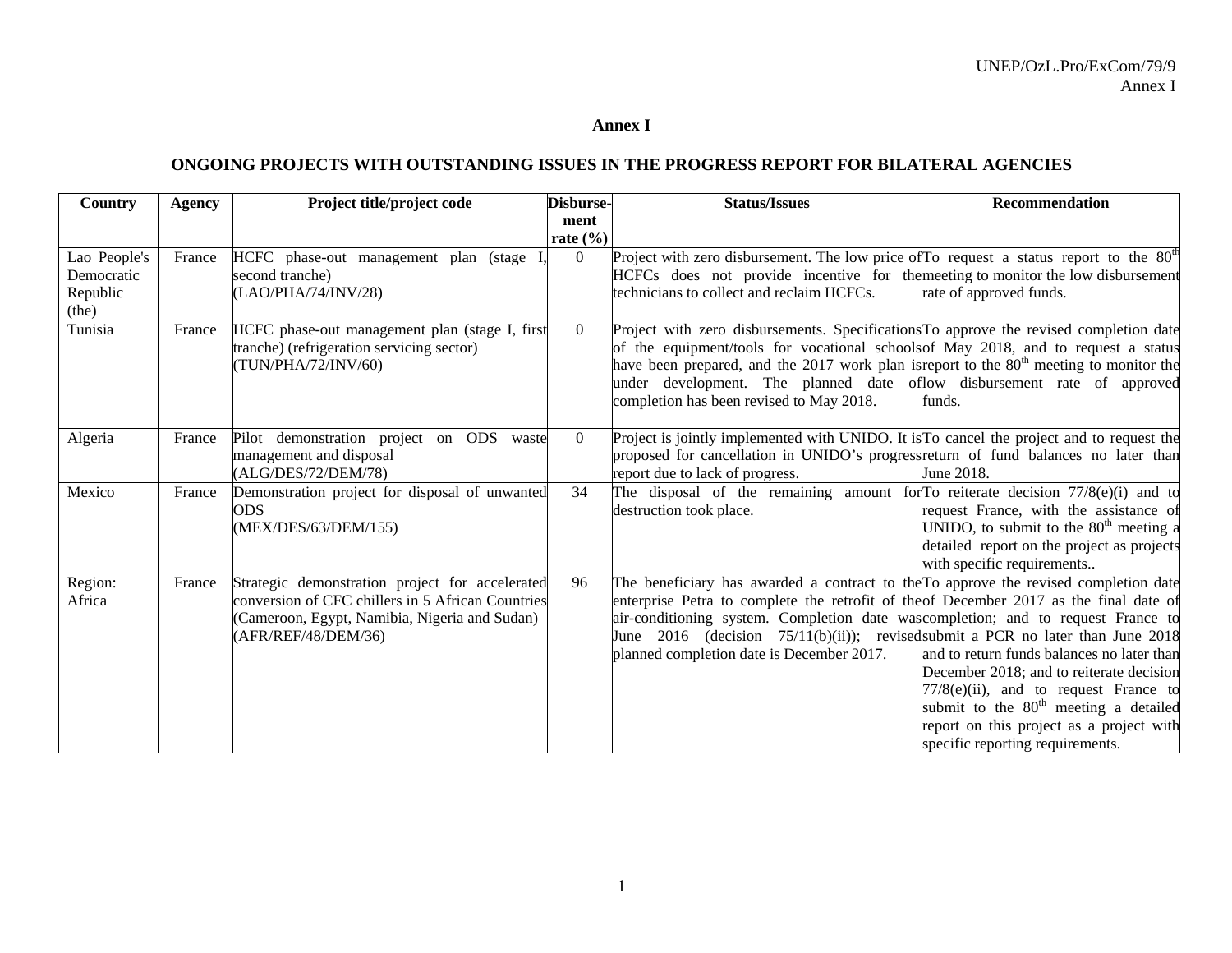# Annex I

## ONGOING PROJECTS WITH OUTSTANDING ISSUES IN THE PROGRESS REPORT FOR BILATERAL AGENCIES

| Country | Agency | Project title/project code | Disbursement rate (%) | Status/Issues | Recommendation |
|---|---|---|---|---|---|
| Lao People's Democratic Republic (the) | France | HCFC phase-out management plan (stage I, second tranche) (LAO/PHA/74/INV/28) | 0 | Project with zero disbursement. The low price of HCFCs does not provide incentive for the technicians to collect and reclaim HCFCs. | To request a status report to the 80th meeting to monitor the low disbursement rate of approved funds. |
| Tunisia | France | HCFC phase-out management plan (stage I, first tranche) (refrigeration servicing sector) (TUN/PHA/72/INV/60) | 0 | Project with zero disbursements. Specifications of the equipment/tools for vocational schools have been prepared, and the 2017 work plan is under development. The planned date of completion has been revised to May 2018. | To approve the revised completion date of May 2018, and to request a status report to the 80th meeting to monitor the low disbursement rate of approved funds. |
| Algeria | France | Pilot demonstration project on ODS waste management and disposal (ALG/DES/72/DEM/78) | 0 | Project is jointly implemented with UNIDO. It is proposed for cancellation in UNIDO's progress report due to lack of progress. | To cancel the project and to request the return of fund balances no later than June 2018. |
| Mexico | France | Demonstration project for disposal of unwanted ODS (MEX/DES/63/DEM/155) | 34 | The disposal of the remaining amount for destruction took place. | To reiterate decision 77/8(e)(i) and to request France, with the assistance of UNIDO, to submit to the 80th meeting a detailed report on the project as projects with specific requirements.. |
| Region: Africa | France | Strategic demonstration project for accelerated conversion of CFC chillers in 5 African Countries (Cameroon, Egypt, Namibia, Nigeria and Sudan) (AFR/REF/48/DEM/36) | 96 | The beneficiary has awarded a contract to the enterprise Petra to complete the retrofit of the air-conditioning system. Completion date was June 2016 (decision 75/11(b)(ii)); revised planned completion date is December 2017. | To approve the revised completion date of December 2017 as the final date of completion; and to request France to submit a PCR no later than June 2018 and to return funds balances no later than December 2018; and to reiterate decision 77/8(e)(ii), and to request France to submit to the 80th meeting a detailed report on this project as a project with specific reporting requirements. |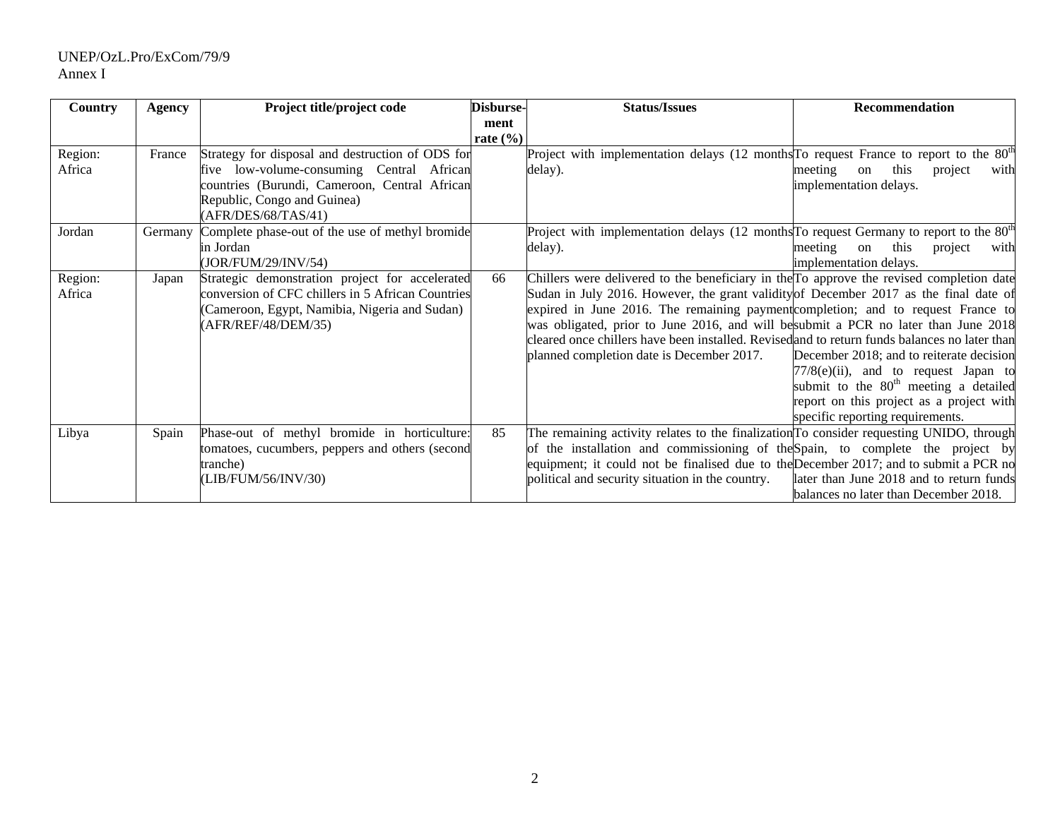| Country | Agency | Project title/project code | Disbursement rate (%) | Status/Issues | Recommendation |
|---|---|---|---|---|---|
| Region: Africa | France | Strategy for disposal and destruction of ODS for five low-volume-consuming Central African countries (Burundi, Cameroon, Central African Republic, Congo and Guinea) (AFR/DES/68/TAS/41) | | Project with implementation delays (12 months delay). | To request France to report to the 80th meeting on this project with implementation delays. |
| Jordan | Germany | Complete phase-out of the use of methyl bromide in Jordan (JOR/FUM/29/INV/54) | | Project with implementation delays (12 months delay). | To request Germany to report to the 80th meeting on this project with implementation delays. |
| Region: Africa | Japan | Strategic demonstration project for accelerated conversion of CFC chillers in 5 African Countries (Cameroon, Egypt, Namibia, Nigeria and Sudan) (AFR/REF/48/DEM/35) | 66 | Chillers were delivered to the beneficiary in the Sudan in July 2016. However, the grant validity expired in June 2016. The remaining payment was obligated, prior to June 2016, and will be cleared once chillers have been installed. Revised planned completion date is December 2017. | To approve the revised completion date of December 2017 as the final date of completion; and to request France to submit a PCR no later than June 2018 and to return funds balances no later than December 2018; and to reiterate decision 77/8(e)(ii), and to request Japan to submit to the 80th meeting a detailed report on this project as a project with specific reporting requirements. |
| Libya | Spain | Phase-out of methyl bromide in horticulture: tomatoes, cucumbers, peppers and others (second tranche) (LIB/FUM/56/INV/30) | 85 | The remaining activity relates to the finalization of the installation and commissioning of the equipment; it could not be finalised due to the political and security situation in the country. | To consider requesting UNIDO, through Spain, to complete the project by December 2017; and to submit a PCR no later than June 2018 and to return funds balances no later than December 2018. |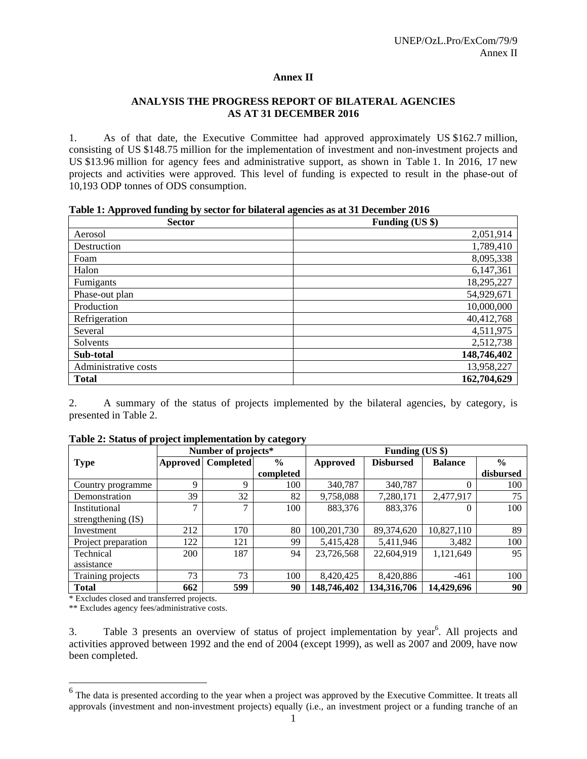## Annex II

### ANALYSIS THE PROGRESS REPORT OF BILATERAL AGENCIES AS AT 31 DECEMBER 2016

1. As of that date, the Executive Committee had approved approximately US $162.7 million, consisting of US $148.75 million for the implementation of investment and non-investment projects and US $13.96 million for agency fees and administrative support, as shown in Table 1. In 2016, 17 new projects and activities were approved. This level of funding is expected to result in the phase-out of 10,193 ODP tonnes of ODS consumption.

**Table 1: Approved funding by sector for bilateral agencies as at 31 December 2016**

| Sector | Funding (US $) |
|---|---|
| Aerosol | 2,051,914 |
| Destruction | 1,789,410 |
| Foam | 8,095,338 |
| Halon | 6,147,361 |
| Fumigants | 18,295,227 |
| Phase-out plan | 54,929,671 |
| Production | 10,000,000 |
| Refrigeration | 40,412,768 |
| Several | 4,511,975 |
| Solvents | 2,512,738 |
| **Sub-total** | **148,746,402** |
| Administrative costs | 13,958,227 |
| **Total** | **162,704,629** |

2. A summary of the status of projects implemented by the bilateral agencies, by category, is presented in Table 2.

**Table 2: Status of project implementation by category**

| Type | Number of projects* | | | Funding (US $) | | | |
|---|---|---|---|---|---|---|---|
| | Approved | Completed | % completed | Approved | Disbursed | Balance | % disbursed |
| Country programme | 9 | 9 | 100 | 340,787 | 340,787 | 0 | 100 |
| Demonstration | 39 | 32 | 82 | 9,758,088 | 7,280,171 | 2,477,917 | 75 |
| Institutional strengthening (IS) | 7 | 7 | 100 | 883,376 | 883,376 | 0 | 100 |
| Investment | 212 | 170 | 80 | 100,201,730 | 89,374,620 | 10,827,110 | 89 |
| Project preparation | 122 | 121 | 99 | 5,415,428 | 5,411,946 | 3,482 | 100 |
| Technical assistance | 200 | 187 | 94 | 23,726,568 | 22,604,919 | 1,121,649 | 95 |
| Training projects | 73 | 73 | 100 | 8,420,425 | 8,420,886 | -461 | 100 |
| **Total** | **662** | **599** | **90** | **148,746,402** | **134,316,706** | **14,429,696** | **90** |

\* Excludes closed and transferred projects.

\** Excludes agency fees/administrative costs.

3. Table 3 presents an overview of status of project implementation by year[6]. All projects and activities approved between 1992 and the end of 2004 (except 1999), as well as 2007 and 2009, have now been completed.

[6] The data is presented according to the year when a project was approved by the Executive Committee. It treats all approvals (investment and non-investment projects) equally (i.e., an investment project or a funding tranche of an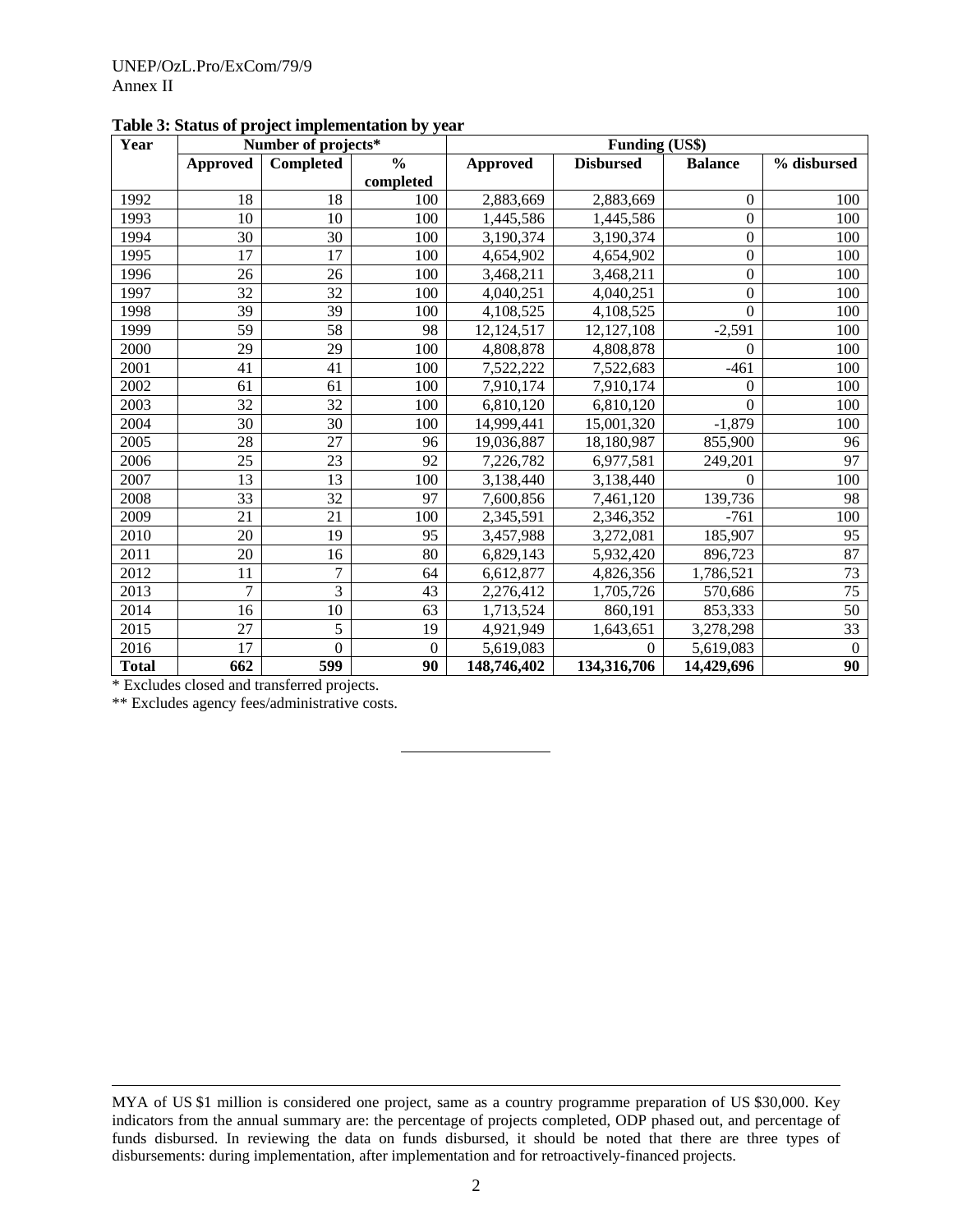**Table 3: Status of project implementation by year**

| Year | Number of projects* | | | Funding (US$) | | | |
|---|---|---|---|---|---|---|---|
| | Approved | Completed | % completed | Approved | Disbursed | Balance | % disbursed |
| 1992 | 18 | 18 | 100 | 2,883,669 | 2,883,669 | 0 | 100 |
| 1993 | 10 | 10 | 100 | 1,445,586 | 1,445,586 | 0 | 100 |
| 1994 | 30 | 30 | 100 | 3,190,374 | 3,190,374 | 0 | 100 |
| 1995 | 17 | 17 | 100 | 4,654,902 | 4,654,902 | 0 | 100 |
| 1996 | 26 | 26 | 100 | 3,468,211 | 3,468,211 | 0 | 100 |
| 1997 | 32 | 32 | 100 | 4,040,251 | 4,040,251 | 0 | 100 |
| 1998 | 39 | 39 | 100 | 4,108,525 | 4,108,525 | 0 | 100 |
| 1999 | 59 | 58 | 98 | 12,124,517 | 12,127,108 | -2,591 | 100 |
| 2000 | 29 | 29 | 100 | 4,808,878 | 4,808,878 | 0 | 100 |
| 2001 | 41 | 41 | 100 | 7,522,222 | 7,522,683 | -461 | 100 |
| 2002 | 61 | 61 | 100 | 7,910,174 | 7,910,174 | 0 | 100 |
| 2003 | 32 | 32 | 100 | 6,810,120 | 6,810,120 | 0 | 100 |
| 2004 | 30 | 30 | 100 | 14,999,441 | 15,001,320 | -1,879 | 100 |
| 2005 | 28 | 27 | 96 | 19,036,887 | 18,180,987 | 855,900 | 96 |
| 2006 | 25 | 23 | 92 | 7,226,782 | 6,977,581 | 249,201 | 97 |
| 2007 | 13 | 13 | 100 | 3,138,440 | 3,138,440 | 0 | 100 |
| 2008 | 33 | 32 | 97 | 7,600,856 | 7,461,120 | 139,736 | 98 |
| 2009 | 21 | 21 | 100 | 2,345,591 | 2,346,352 | -761 | 100 |
| 2010 | 20 | 19 | 95 | 3,457,988 | 3,272,081 | 185,907 | 95 |
| 2011 | 20 | 16 | 80 | 6,829,143 | 5,932,420 | 896,723 | 87 |
| 2012 | 11 | 7 | 64 | 6,612,877 | 4,826,356 | 1,786,521 | 73 |
| 2013 | 7 | 3 | 43 | 2,276,412 | 1,705,726 | 570,686 | 75 |
| 2014 | 16 | 10 | 63 | 1,713,524 | 860,191 | 853,333 | 50 |
| 2015 | 27 | 5 | 19 | 4,921,949 | 1,643,651 | 3,278,298 | 33 |
| 2016 | 17 | 0 | 0 | 5,619,083 | 0 | 5,619,083 | 0 |
| **Total** | **662** | **599** | **90** | **148,746,402** | **134,316,706** | **14,429,696** | **90** |

\* Excludes closed and transferred projects.

** Excludes agency fees/administrative costs.

---

MYA of US $1 million is considered one project, same as a country programme preparation of US $30,000. Key indicators from the annual summary are: the percentage of projects completed, ODP phased out, and percentage of funds disbursed. In reviewing the data on funds disbursed, it should be noted that there are three types of disbursements: during implementation, after implementation and for retroactively-financed projects.